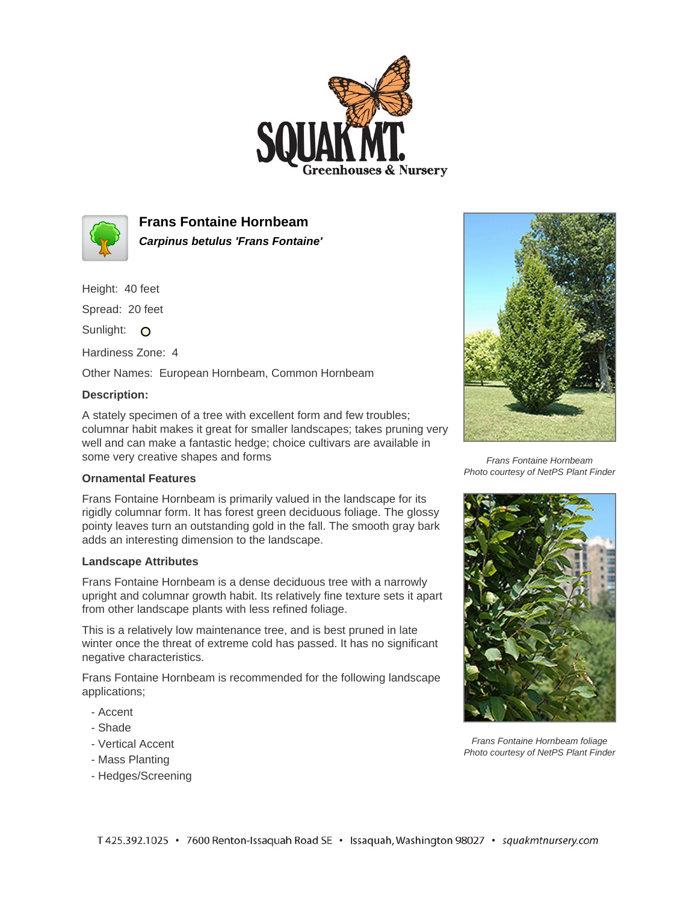# Frans Fontaine Hornbeam

***Carpinus betulus 'Frans Fontaine'***

Height: 40 feet

Spread: 20 feet

Sunlight: O

Hardiness Zone: 4

Other Names: European Hornbeam, Common Hornbeam

### Description:

A stately specimen of a tree with excellent form and few troubles; columnar habit makes it great for smaller landscapes; takes pruning very well and can make a fantastic hedge; choice cultivars are available in some very creative shapes and forms

### Ornamental Features

Frans Fontaine Hornbeam is primarily valued in the landscape for its rigidly columnar form. It has forest green deciduous foliage. The glossy pointy leaves turn an outstanding gold in the fall. The smooth gray bark adds an interesting dimension to the landscape.

### Landscape Attributes

Frans Fontaine Hornbeam is a dense deciduous tree with a narrowly upright and columnar growth habit. Its relatively fine texture sets it apart from other landscape plants with less refined foliage.

This is a relatively low maintenance tree, and is best pruned in late winter once the threat of extreme cold has passed. It has no significant negative characteristics.

Frans Fontaine Hornbeam is recommended for the following landscape applications;

- Accent
- Shade
- Vertical Accent
- Mass Planting
- Hedges/Screening

*Frans Fontaine Hornbeam*
*Photo courtesy of NetPS Plant Finder*

*Frans Fontaine Hornbeam foliage*
*Photo courtesy of NetPS Plant Finder*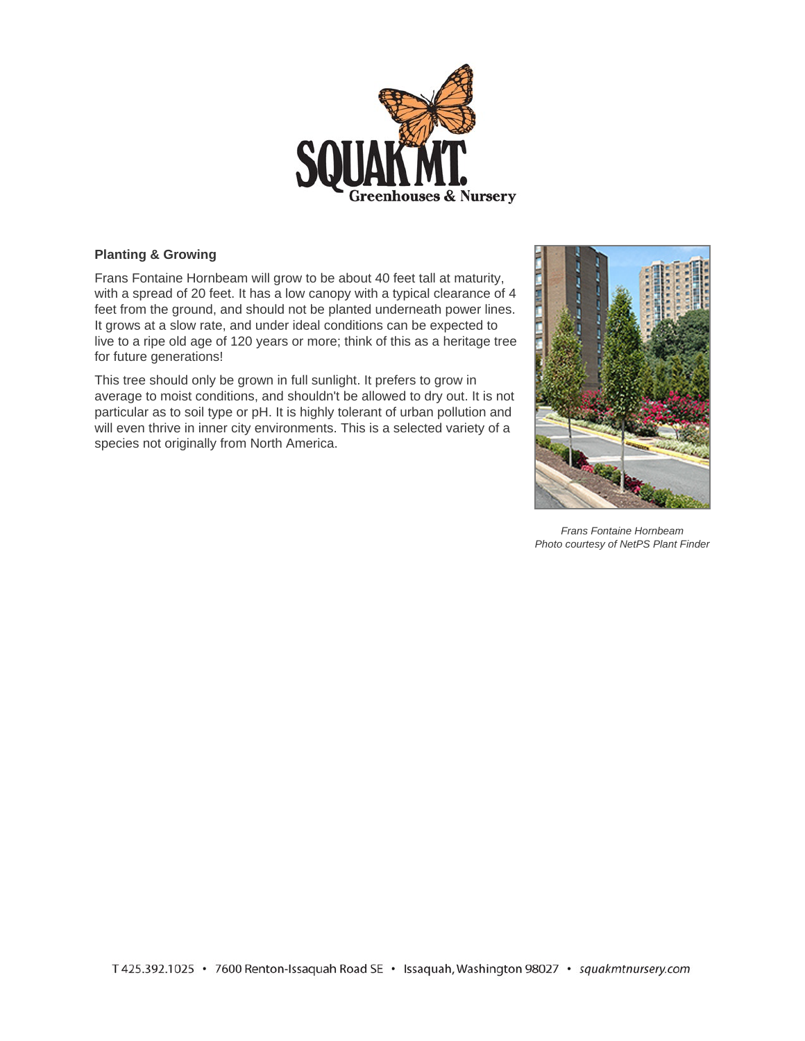### Planting & Growing

Frans Fontaine Hornbeam will grow to be about 40 feet tall at maturity, with a spread of 20 feet. It has a low canopy with a typical clearance of 4 feet from the ground, and should not be planted underneath power lines. It grows at a slow rate, and under ideal conditions can be expected to live to a ripe old age of 120 years or more; think of this as a heritage tree for future generations!

This tree should only be grown in full sunlight. It prefers to grow in average to moist conditions, and shouldn't be allowed to dry out. It is not particular as to soil type or pH. It is highly tolerant of urban pollution and will even thrive in inner city environments. This is a selected variety of a species not originally from North America.

*Frans Fontaine Hornbeam*
*Photo courtesy of NetPS Plant Finder*